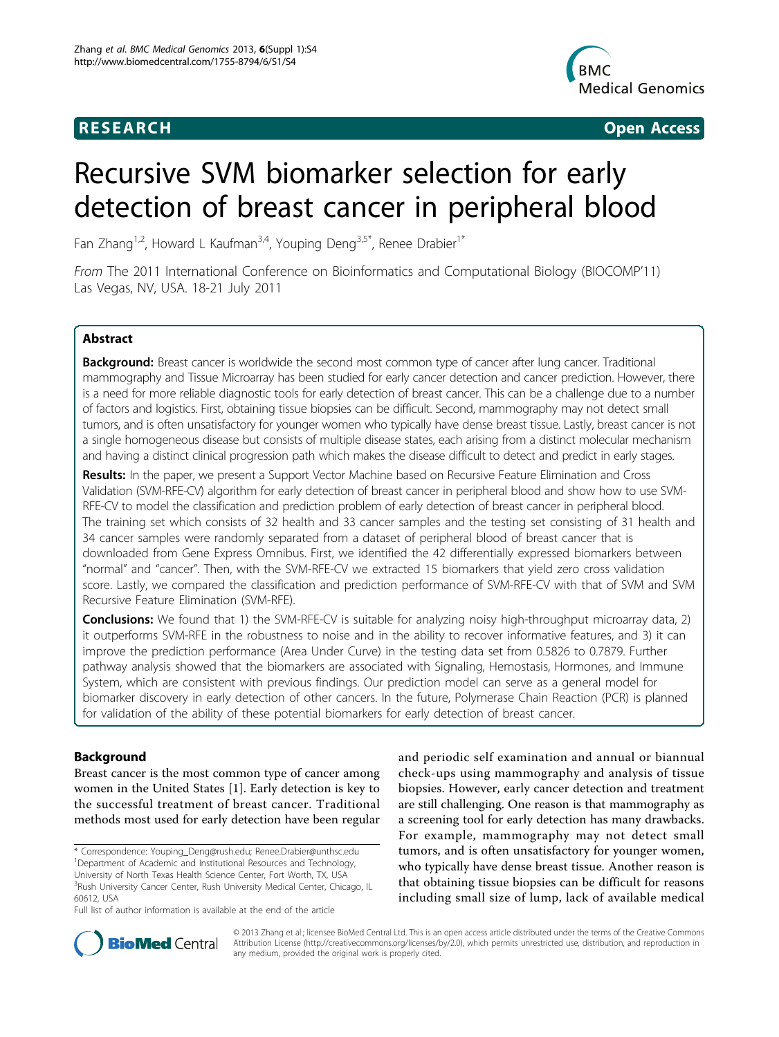**RESEARCH** **Open Access**

# Recursive SVM biomarker selection for early detection of breast cancer in peripheral blood

Fan Zhang[1,2], Howard L Kaufman[3,4], Youping Deng[3,5*], Renee Drabier[1*]

*From* The 2011 International Conference on Bioinformatics and Computational Biology (BIOCOMP'11) Las Vegas, NV, USA. 18-21 July 2011

## Abstract

**Background:** Breast cancer is worldwide the second most common type of cancer after lung cancer. Traditional mammography and Tissue Microarray has been studied for early cancer detection and cancer prediction. However, there is a need for more reliable diagnostic tools for early detection of breast cancer. This can be a challenge due to a number of factors and logistics. First, obtaining tissue biopsies can be difficult. Second, mammography may not detect small tumors, and is often unsatisfactory for younger women who typically have dense breast tissue. Lastly, breast cancer is not a single homogeneous disease but consists of multiple disease states, each arising from a distinct molecular mechanism and having a distinct clinical progression path which makes the disease difficult to detect and predict in early stages.

**Results:** In the paper, we present a Support Vector Machine based on Recursive Feature Elimination and Cross Validation (SVM-RFE-CV) algorithm for early detection of breast cancer in peripheral blood and show how to use SVM-RFE-CV to model the classification and prediction problem of early detection of breast cancer in peripheral blood. The training set which consists of 32 health and 33 cancer samples and the testing set consisting of 31 health and 34 cancer samples were randomly separated from a dataset of peripheral blood of breast cancer that is downloaded from Gene Express Omnibus. First, we identified the 42 differentially expressed biomarkers between "normal" and "cancer". Then, with the SVM-RFE-CV we extracted 15 biomarkers that yield zero cross validation score. Lastly, we compared the classification and prediction performance of SVM-RFE-CV with that of SVM and SVM Recursive Feature Elimination (SVM-RFE).

**Conclusions:** We found that 1) the SVM-RFE-CV is suitable for analyzing noisy high-throughput microarray data, 2) it outperforms SVM-RFE in the robustness to noise and in the ability to recover informative features, and 3) it can improve the prediction performance (Area Under Curve) in the testing data set from 0.5826 to 0.7879. Further pathway analysis showed that the biomarkers are associated with Signaling, Hemostasis, Hormones, and Immune System, which are consistent with previous findings. Our prediction model can serve as a general model for biomarker discovery in early detection of other cancers. In the future, Polymerase Chain Reaction (PCR) is planned for validation of the ability of these potential biomarkers for early detection of breast cancer.

## Background

Breast cancer is the most common type of cancer among women in the United States [1]. Early detection is key to the successful treatment of breast cancer. Traditional methods most used for early detection have been regular and periodic self examination and annual or biannual check-ups using mammography and analysis of tissue biopsies. However, early cancer detection and treatment are still challenging. One reason is that mammography as a screening tool for early detection has many drawbacks. For example, mammography may not detect small tumors, and is often unsatisfactory for younger women, who typically have dense breast tissue. Another reason is that obtaining tissue biopsies can be difficult for reasons including small size of lump, lack of available medical

\* Correspondence: Youping_Deng@rush.edu; Renee.Drabier@unthsc.edu
[1]Department of Academic and Institutional Resources and Technology, University of North Texas Health Science Center, Fort Worth, TX, USA
[3]Rush University Cancer Center, Rush University Medical Center, Chicago, IL 60612, USA
Full list of author information is available at the end of the article

© 2013 Zhang et al.; licensee BioMed Central Ltd. This is an open access article distributed under the terms of the Creative Commons Attribution License (http://creativecommons.org/licenses/by/2.0), which permits unrestricted use, distribution, and reproduction in any medium, provided the original work is properly cited.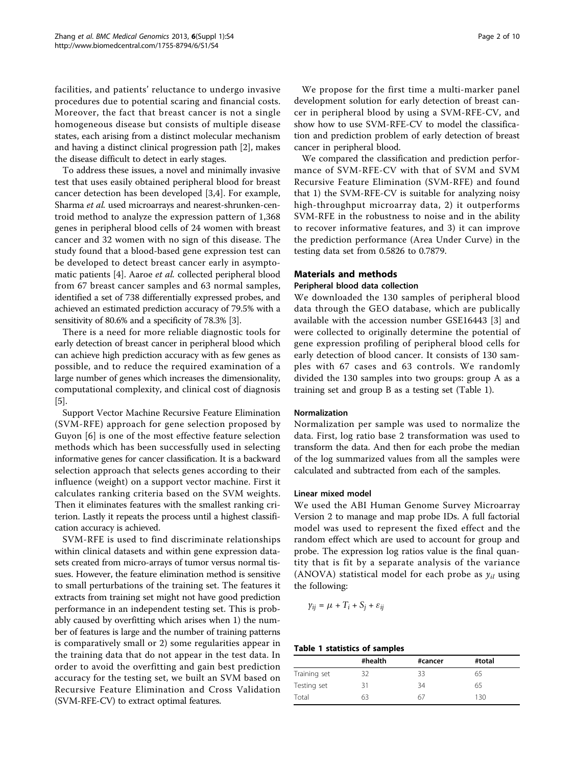facilities, and patients' reluctance to undergo invasive procedures due to potential scaring and financial costs. Moreover, the fact that breast cancer is not a single homogeneous disease but consists of multiple disease states, each arising from a distinct molecular mechanism and having a distinct clinical progression path [2], makes the disease difficult to detect in early stages.

To address these issues, a novel and minimally invasive test that uses easily obtained peripheral blood for breast cancer detection has been developed [3,4]. For example, Sharma *et al.* used microarrays and nearest-shrunken-centroid method to analyze the expression pattern of 1,368 genes in peripheral blood cells of 24 women with breast cancer and 32 women with no sign of this disease. The study found that a blood-based gene expression test can be developed to detect breast cancer early in asymptomatic patients [4]. Aaroe *et al.* collected peripheral blood from 67 breast cancer samples and 63 normal samples, identified a set of 738 differentially expressed probes, and achieved an estimated prediction accuracy of 79.5% with a sensitivity of 80.6% and a specificity of 78.3% [3].

There is a need for more reliable diagnostic tools for early detection of breast cancer in peripheral blood which can achieve high prediction accuracy with as few genes as possible, and to reduce the required examination of a large number of genes which increases the dimensionality, computational complexity, and clinical cost of diagnosis [5].

Support Vector Machine Recursive Feature Elimination (SVM-RFE) approach for gene selection proposed by Guyon [6] is one of the most effective feature selection methods which has been successfully used in selecting informative genes for cancer classification. It is a backward selection approach that selects genes according to their influence (weight) on a support vector machine. First it calculates ranking criteria based on the SVM weights. Then it eliminates features with the smallest ranking criterion. Lastly it repeats the process until a highest classification accuracy is achieved.

SVM-RFE is used to find discriminate relationships within clinical datasets and within gene expression datasets created from micro-arrays of tumor versus normal tissues. However, the feature elimination method is sensitive to small perturbations of the training set. The features it extracts from training set might not have good prediction performance in an independent testing set. This is probably caused by overfitting which arises when 1) the number of features is large and the number of training patterns is comparatively small or 2) some regularities appear in the training data that do not appear in the test data. In order to avoid the overfitting and gain best prediction accuracy for the testing set, we built an SVM based on Recursive Feature Elimination and Cross Validation (SVM-RFE-CV) to extract optimal features.

We propose for the first time a multi-marker panel development solution for early detection of breast cancer in peripheral blood by using a SVM-RFE-CV, and show how to use SVM-RFE-CV to model the classification and prediction problem of early detection of breast cancer in peripheral blood.

We compared the classification and prediction performance of SVM-RFE-CV with that of SVM and SVM Recursive Feature Elimination (SVM-RFE) and found that 1) the SVM-RFE-CV is suitable for analyzing noisy high-throughput microarray data, 2) it outperforms SVM-RFE in the robustness to noise and in the ability to recover informative features, and 3) it can improve the prediction performance (Area Under Curve) in the testing data set from 0.5826 to 0.7879.

## Materials and methods

### Peripheral blood data collection

We downloaded the 130 samples of peripheral blood data through the GEO database, which are publically available with the accession number GSE16443 [3] and were collected to originally determine the potential of gene expression profiling of peripheral blood cells for early detection of blood cancer. It consists of 130 samples with 67 cases and 63 controls. We randomly divided the 130 samples into two groups: group A as a training set and group B as a testing set (Table 1).

### Normalization

Normalization per sample was used to normalize the data. First, log ratio base 2 transformation was used to transform the data. And then for each probe the median of the log summarized values from all the samples were calculated and subtracted from each of the samples.

### Linear mixed model

We used the ABI Human Genome Survey Microarray Version 2 to manage and map probe IDs. A full factorial model was used to represent the fixed effect and the random effect which are used to account for group and probe. The expression log ratios value is the final quantity that is fit by a separate analysis of the variance (ANOVA) statistical model for each probe as $y_{il}$ using the following:

$$y_{ij} = \mu + T_i + S_j + \varepsilon_{ij}$$

**Table 1 statistics of samples**

| | #health | #cancer | #total |
|---|---|---|---|
| Training set | 32 | 33 | 65 |
| Testing set | 31 | 34 | 65 |
| Total | 63 | 67 | 130 |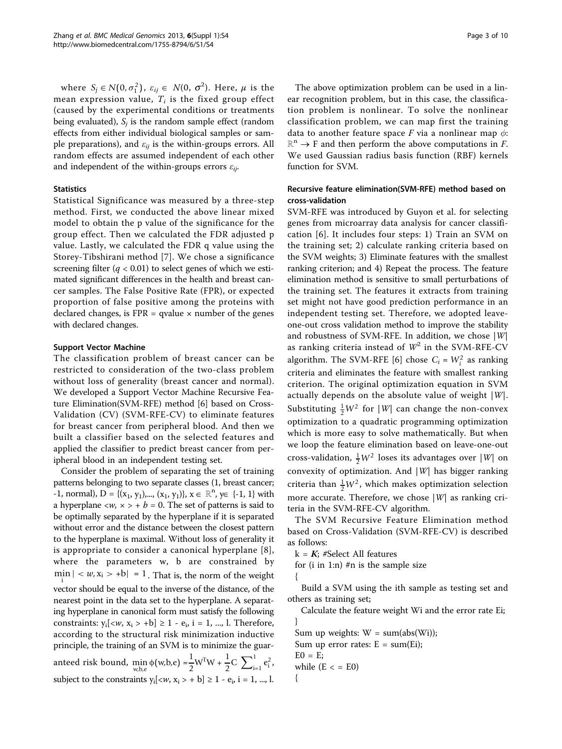where $S_j \in N(0, \sigma_1^2)$, $\varepsilon_{ij} \in N(0, \sigma^2)$. Here, $\mu$ is the mean expression value, $T_i$ is the fixed group effect (caused by the experimental conditions or treatments being evaluated), $S_j$ is the random sample effect (random effects from either individual biological samples or sample preparations), and $\varepsilon_{ij}$ is the within-groups errors. All random effects are assumed independent of each other and independent of the within-groups errors $\varepsilon_{ij}$.

#### Statistics

Statistical Significance was measured by a three-step method. First, we conducted the above linear mixed model to obtain the p value of the significance for the group effect. Then we calculated the FDR adjusted p value. Lastly, we calculated the FDR q value using the Storey-Tibshirani method [7]. We chose a significance screening filter ($q < 0.01$) to select genes of which we estimated significant differences in the health and breast cancer samples. The False Positive Rate (FPR), or expected proportion of false positive among the proteins with declared changes, is FPR = qvalue × number of the genes with declared changes.

#### Support Vector Machine

The classification problem of breast cancer can be restricted to consideration of the two-class problem without loss of generality (breast cancer and normal). We developed a Support Vector Machine Recursive Feature Elimination(SVM-RFE) method [6] based on Cross-Validation (CV) (SVM-RFE-CV) to eliminate features for breast cancer from peripheral blood. And then we built a classifier based on the selected features and applied the classifier to predict breast cancer from peripheral blood in an independent testing set.

Consider the problem of separating the set of training patterns belonging to two separate classes (1, breast cancer; -1, normal), $D = \{(x_1, y_1),..., (x_1, y_1)\}$, $x \in \mathbb{R}^n$, $y \in \{-1, 1\}$ with a hyperplane $<w, x> + b = 0$. The set of patterns is said to be optimally separated by the hyperplane if it is separated without error and the distance between the closest pattern to the hyperplane is maximal. Without loss of generality it is appropriate to consider a canonical hyperplane [8], where the parameters w, b are constrained by $\min_i |<w, x_i> + b| = 1$. That is, the norm of the weight vector should be equal to the inverse of the distance, of the nearest point in the data set to the hyperplane. A separating hyperplane in canonical form must satisfy the following constraints: $y_i[<w, x_i> + b] \geq 1 - e_i$, $i = 1, ..., l$. Therefore, according to the structural risk minimization inductive principle, the training of an SVM is to minimize the guaranteed risk bound, $\min_{w,b,e} \phi(w,b,e) = \frac{1}{2}W^T W + \frac{1}{2}C\sum_{i=1}^{l} e_i^2$, subject to the constraints $y_i[<w, x_i> + b] \geq 1 - e_i$, $i = 1, ..., l$.

The above optimization problem can be used in a linear recognition problem, but in this case, the classification problem is nonlinear. To solve the nonlinear classification problem, we can map first the training data to another feature space $F$ via a nonlinear map $\phi$: $\mathbb{R}^n \rightarrow F$ and then perform the above computations in $F$. We used Gaussian radius basis function (RBF) kernels function for SVM.

#### Recursive feature elimination(SVM-RFE) method based on cross-validation

SVM-RFE was introduced by Guyon et al. for selecting genes from microarray data analysis for cancer classification [6]. It includes four steps: 1) Train an SVM on the training set; 2) calculate ranking criteria based on the SVM weights; 3) Eliminate features with the smallest ranking criterion; and 4) Repeat the process. The feature elimination method is sensitive to small perturbations of the training set. The features it extracts from training set might not have good prediction performance in an independent testing set. Therefore, we adopted leave-one-out cross validation method to improve the stability and robustness of SVM-RFE. In addition, we chose $|W|$ as ranking criteria instead of $W^2$ in the SVM-RFE-CV algorithm. The SVM-RFE [6] chose $C_i = W_i^2$ as ranking criteria and eliminates the feature with smallest ranking criterion. The original optimization equation in SVM actually depends on the absolute value of weight $|W|$. Substituting $\frac{1}{2}W^2$ for $|W|$ can change the non-convex optimization to a quadratic programming optimization which is more easy to solve mathematically. But when we loop the feature elimination based on leave-one-out cross-validation, $\frac{1}{2}W^2$ loses its advantages over $|W|$ on convexity of optimization. And $|W|$ has bigger ranking criteria than $\frac{1}{2}W^2$, which makes optimization selection more accurate. Therefore, we chose $|W|$ as ranking criteria in the SVM-RFE-CV algorithm.

The SVM Recursive Feature Elimination method based on Cross-Validation (SVM-RFE-CV) is described as follows:

```
k = K; #Select All features
for (i in 1:n) #n is the sample size
{
  Build a SVM using the ith sample as testing set and others as training set;
  Calculate the feature weight Wi and the error rate Ei;
}
Sum up weights: W = sum(abs(Wi));
Sum up error rates: E = sum(Ei);
E0 = E;
while (E < = E0)
{
```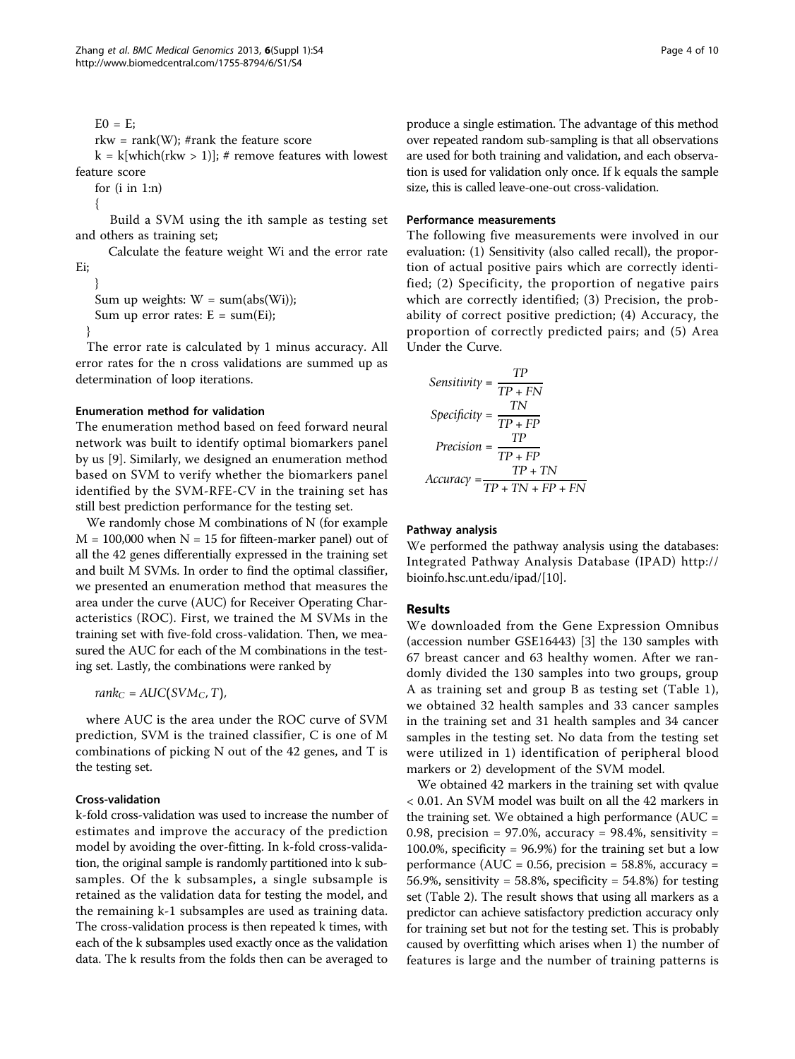E0 = E;

rkw = rank(W); #rank the feature score

k = k[which(rkw > 1)]; # remove features with lowest feature score

for (i in 1:n)

{

Build a SVM using the ith sample as testing set and others as training set;

Calculate the feature weight Wi and the error rate Ei;

}

Sum up weights: W = sum(abs(Wi));

Sum up error rates: E = sum(Ei);

}

The error rate is calculated by 1 minus accuracy. All error rates for the n cross validations are summed up as determination of loop iterations.

#### Enumeration method for validation

The enumeration method based on feed forward neural network was built to identify optimal biomarkers panel by us [9]. Similarly, we designed an enumeration method based on SVM to verify whether the biomarkers panel identified by the SVM-RFE-CV in the training set has still best prediction performance for the testing set.

We randomly chose M combinations of N (for example M = 100,000 when N = 15 for fifteen-marker panel) out of all the 42 genes differentially expressed in the training set and built M SVMs. In order to find the optimal classifier, we presented an enumeration method that measures the area under the curve (AUC) for Receiver Operating Characteristics (ROC). First, we trained the M SVMs in the training set with five-fold cross-validation. Then, we measured the AUC for each of the M combinations in the testing set. Lastly, the combinations were ranked by

$$rank_C = AUC(SVM_C, T),$$

where AUC is the area under the ROC curve of SVM prediction, SVM is the trained classifier, C is one of M combinations of picking N out of the 42 genes, and T is the testing set.

#### Cross-validation

k-fold cross-validation was used to increase the number of estimates and improve the accuracy of the prediction model by avoiding the over-fitting. In k-fold cross-validation, the original sample is randomly partitioned into k subsamples. Of the k subsamples, a single subsample is retained as the validation data for testing the model, and the remaining k-1 subsamples are used as training data. The cross-validation process is then repeated k times, with each of the k subsamples used exactly once as the validation data. The k results from the folds then can be averaged to produce a single estimation. The advantage of this method over repeated random sub-sampling is that all observations are used for both training and validation, and each observation is used for validation only once. If k equals the sample size, this is called leave-one-out cross-validation.

#### Performance measurements

The following five measurements were involved in our evaluation: (1) Sensitivity (also called recall), the proportion of actual positive pairs which are correctly identified; (2) Specificity, the proportion of negative pairs which are correctly identified; (3) Precision, the probability of correct positive prediction; (4) Accuracy, the proportion of correctly predicted pairs; and (5) Area Under the Curve.

$$Sensitivity = \frac{TP}{TP + FN}$$

$$Specificity = \frac{TN}{TP + FP}$$

$$Precision = \frac{TP}{TP + FP}$$

$$Accuracy = \frac{TP + TN}{TP + TN + FP + FN}$$

#### Pathway analysis

We performed the pathway analysis using the databases: Integrated Pathway Analysis Database (IPAD) http://bioinfo.hsc.unt.edu/ipad/[10].

## Results

We downloaded from the Gene Expression Omnibus (accession number GSE16443) [3] the 130 samples with 67 breast cancer and 63 healthy women. After we randomly divided the 130 samples into two groups, group A as training set and group B as testing set (Table 1), we obtained 32 health samples and 33 cancer samples in the training set and 31 health samples and 34 cancer samples in the testing set. No data from the testing set were utilized in 1) identification of peripheral blood markers or 2) development of the SVM model.

We obtained 42 markers in the training set with qvalue < 0.01. An SVM model was built on all the 42 markers in the training set. We obtained a high performance (AUC = 0.98, precision = 97.0%, accuracy = 98.4%, sensitivity = 100.0%, specificity = 96.9%) for the training set but a low performance (AUC = 0.56, precision = 58.8%, accuracy = 56.9%, sensitivity = 58.8%, specificity = 54.8%) for testing set (Table 2). The result shows that using all markers as a predictor can achieve satisfactory prediction accuracy only for training set but not for the testing set. This is probably caused by overfitting which arises when 1) the number of features is large and the number of training patterns is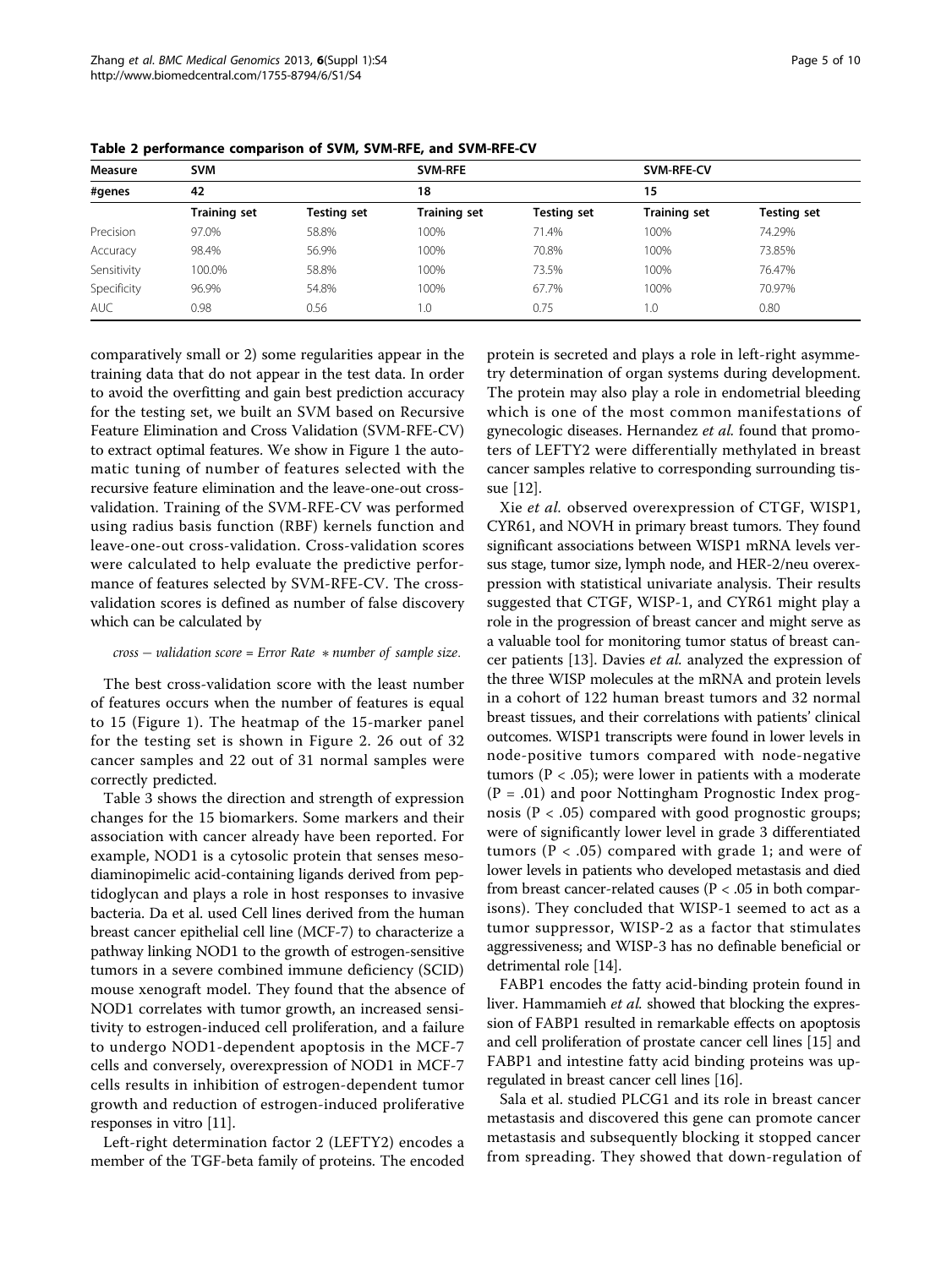**Table 2 performance comparison of SVM, SVM-RFE, and SVM-RFE-CV**

| Measure | SVM | | SVM-RFE | | SVM-RFE-CV | |
|---|---|---|---|---|---|---|
| #genes | 42 | | 18 | | 15 | |
| | Training set | Testing set | Training set | Testing set | Training set | Testing set |
| Precision | 97.0% | 58.8% | 100% | 71.4% | 100% | 74.29% |
| Accuracy | 98.4% | 56.9% | 100% | 70.8% | 100% | 73.85% |
| Sensitivity | 100.0% | 58.8% | 100% | 73.5% | 100% | 76.47% |
| Specificity | 96.9% | 54.8% | 100% | 67.7% | 100% | 70.97% |
| AUC | 0.98 | 0.56 | 1.0 | 0.75 | 1.0 | 0.80 |

comparatively small or 2) some regularities appear in the training data that do not appear in the test data. In order to avoid the overfitting and gain best prediction accuracy for the testing set, we built an SVM based on Recursive Feature Elimination and Cross Validation (SVM-RFE-CV) to extract optimal features. We show in Figure 1 the automatic tuning of number of features selected with the recursive feature elimination and the leave-one-out cross-validation. Training of the SVM-RFE-CV was performed using radius basis function (RBF) kernels function and leave-one-out cross-validation. Cross-validation scores were calculated to help evaluate the predictive performance of features selected by SVM-RFE-CV. The cross-validation scores is defined as number of false discovery which can be calculated by

$$cross - validation\ score = Error\ Rate\ * number\ of\ sample\ size.$$

The best cross-validation score with the least number of features occurs when the number of features is equal to 15 (Figure 1). The heatmap of the 15-marker panel for the testing set is shown in Figure 2. 26 out of 32 cancer samples and 22 out of 31 normal samples were correctly predicted.

Table 3 shows the direction and strength of expression changes for the 15 biomarkers. Some markers and their association with cancer already have been reported. For example, NOD1 is a cytosolic protein that senses meso-diaminopimelic acid-containing ligands derived from peptidoglycan and plays a role in host responses to invasive bacteria. Da et al. used Cell lines derived from the human breast cancer epithelial cell line (MCF-7) to characterize a pathway linking NOD1 to the growth of estrogen-sensitive tumors in a severe combined immune deficiency (SCID) mouse xenograft model. They found that the absence of NOD1 correlates with tumor growth, an increased sensitivity to estrogen-induced cell proliferation, and a failure to undergo NOD1-dependent apoptosis in the MCF-7 cells and conversely, overexpression of NOD1 in MCF-7 cells results in inhibition of estrogen-dependent tumor growth and reduction of estrogen-induced proliferative responses in vitro [11].

Left-right determination factor 2 (LEFTY2) encodes a member of the TGF-beta family of proteins. The encoded protein is secreted and plays a role in left-right asymmetry determination of organ systems during development. The protein may also play a role in endometrial bleeding which is one of the most common manifestations of gynecologic diseases. Hernandez *et al.* found that promoters of LEFTY2 were differentially methylated in breast cancer samples relative to corresponding surrounding tissue [12].

Xie *et al.* observed overexpression of CTGF, WISP1, CYR61, and NOVH in primary breast tumors. They found significant associations between WISP1 mRNA levels versus stage, tumor size, lymph node, and HER-2/neu overexpression with statistical univariate analysis. Their results suggested that CTGF, WISP-1, and CYR61 might play a role in the progression of breast cancer and might serve as a valuable tool for monitoring tumor status of breast cancer patients [13]. Davies *et al.* analyzed the expression of the three WISP molecules at the mRNA and protein levels in a cohort of 122 human breast tumors and 32 normal breast tissues, and their correlations with patients' clinical outcomes. WISP1 transcripts were found in lower levels in node-positive tumors compared with node-negative tumors ($P < .05$); were lower in patients with a moderate ($P = .01$) and poor Nottingham Prognostic Index prognosis ($P < .05$) compared with good prognostic groups; were of significantly lower level in grade 3 differentiated tumors ($P < .05$) compared with grade 1; and were of lower levels in patients who developed metastasis and died from breast cancer-related causes ($P < .05$ in both comparisons). They concluded that WISP-1 seemed to act as a tumor suppressor, WISP-2 as a factor that stimulates aggressiveness; and WISP-3 has no definable beneficial or detrimental role [14].

FABP1 encodes the fatty acid-binding protein found in liver. Hammamieh *et al.* showed that blocking the expression of FABP1 resulted in remarkable effects on apoptosis and cell proliferation of prostate cancer cell lines [15] and FABP1 and intestine fatty acid binding proteins was up-regulated in breast cancer cell lines [16].

Sala et al. studied PLCG1 and its role in breast cancer metastasis and discovered this gene can promote cancer metastasis and subsequently blocking it stopped cancer from spreading. They showed that down-regulation of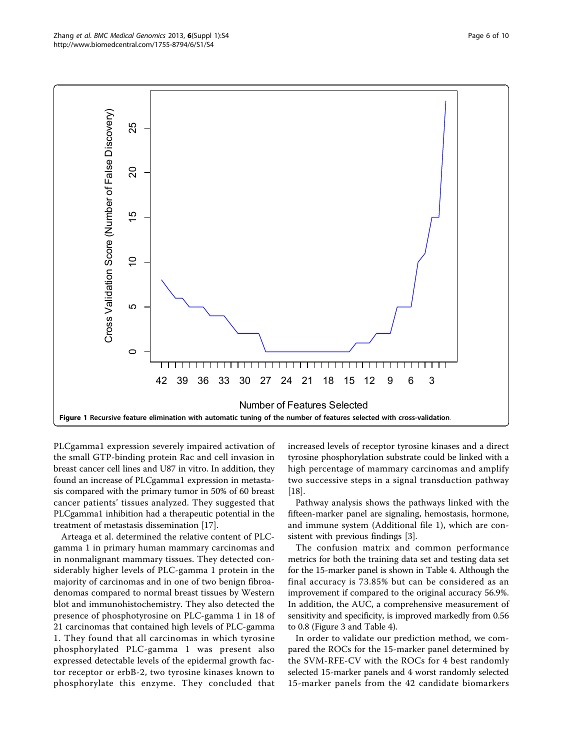**Figure 1 Recursive feature elimination with automatic tuning of the number of features selected with cross-validation.**

PLCgamma1 expression severely impaired activation of the small GTP-binding protein Rac and cell invasion in breast cancer cell lines and U87 in vitro. In addition, they found an increase of PLCgamma1 expression in metastasis compared with the primary tumor in 50% of 60 breast cancer patients' tissues analyzed. They suggested that PLCgamma1 inhibition had a therapeutic potential in the treatment of metastasis dissemination [17].

Arteaga et al. determined the relative content of PLC-gamma 1 in primary human mammary carcinomas and in nonmalignant mammary tissues. They detected considerably higher levels of PLC-gamma 1 protein in the majority of carcinomas and in one of two benign fibroadenomas compared to normal breast tissues by Western blot and immunohistochemistry. They also detected the presence of phosphotyrosine on PLC-gamma 1 in 18 of 21 carcinomas that contained high levels of PLC-gamma 1. They found that all carcinomas in which tyrosine phosphorylated PLC-gamma 1 was present also expressed detectable levels of the epidermal growth factor receptor or erbB-2, two tyrosine kinases known to phosphorylate this enzyme. They concluded that increased levels of receptor tyrosine kinases and a direct tyrosine phosphorylation substrate could be linked with a high percentage of mammary carcinomas and amplify two successive steps in a signal transduction pathway [18].

Pathway analysis shows the pathways linked with the fifteen-marker panel are signaling, hemostasis, hormone, and immune system (Additional file 1), which are consistent with previous findings [3].

The confusion matrix and common performance metrics for both the training data set and testing data set for the 15-marker panel is shown in Table 4. Although the final accuracy is 73.85% but can be considered as an improvement if compared to the original accuracy 56.9%. In addition, the AUC, a comprehensive measurement of sensitivity and specificity, is improved markedly from 0.56 to 0.8 (Figure 3 and Table 4).

In order to validate our prediction method, we compared the ROCs for the 15-marker panel determined by the SVM-RFE-CV with the ROCs for 4 best randomly selected 15-marker panels and 4 worst randomly selected 15-marker panels from the 42 candidate biomarkers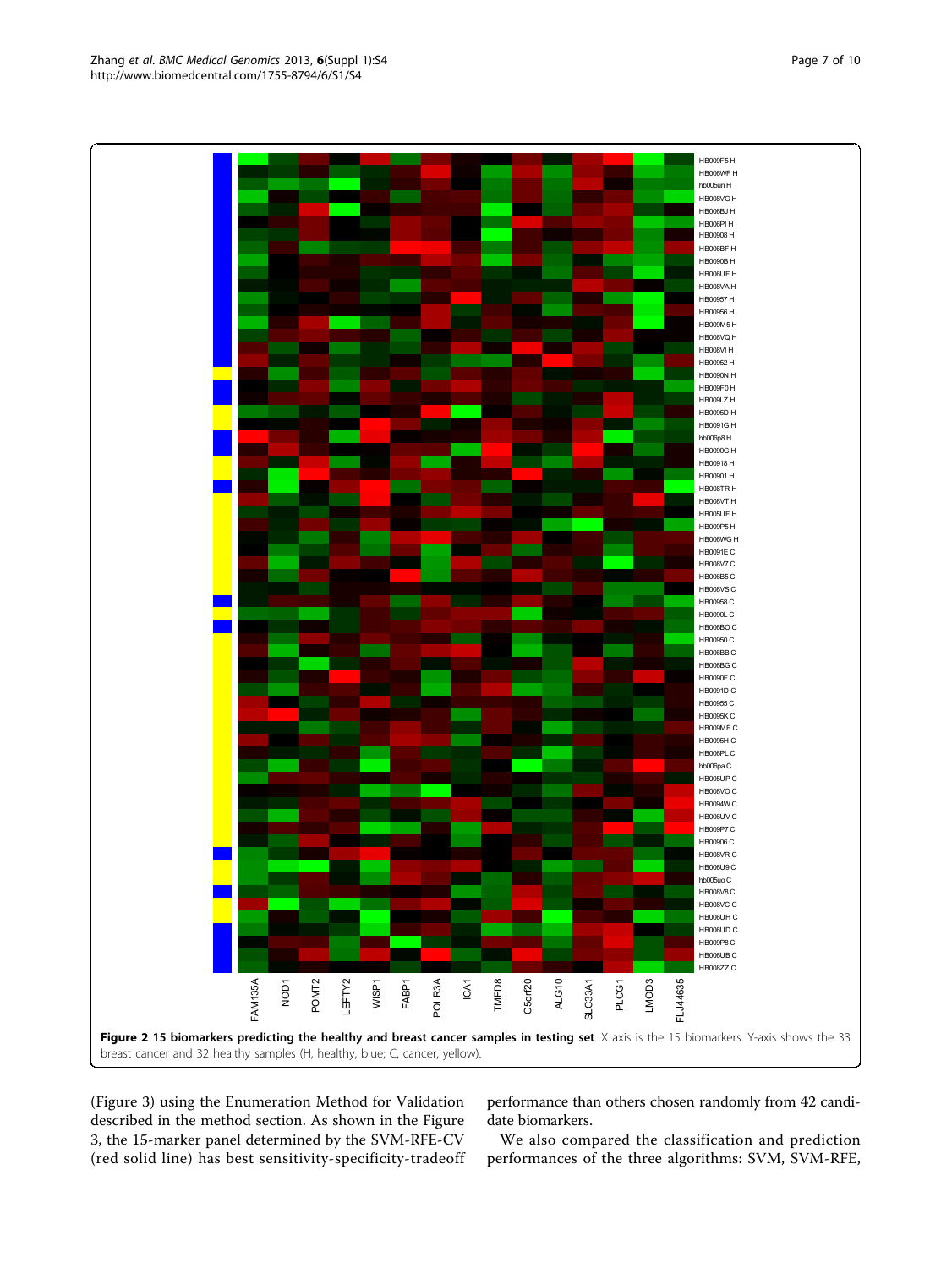**Figure 2 15 biomarkers predicting the healthy and breast cancer samples in testing set**. X axis is the 15 biomarkers. Y-axis shows the 33 breast cancer and 32 healthy samples (H, healthy, blue; C, cancer, yellow).

(Figure 3) using the Enumeration Method for Validation described in the method section. As shown in the Figure 3, the 15-marker panel determined by the SVM-RFE-CV (red solid line) has best sensitivity-specificity-tradeoff performance than others chosen randomly from 42 candidate biomarkers.

We also compared the classification and prediction performances of the three algorithms: SVM, SVM-RFE,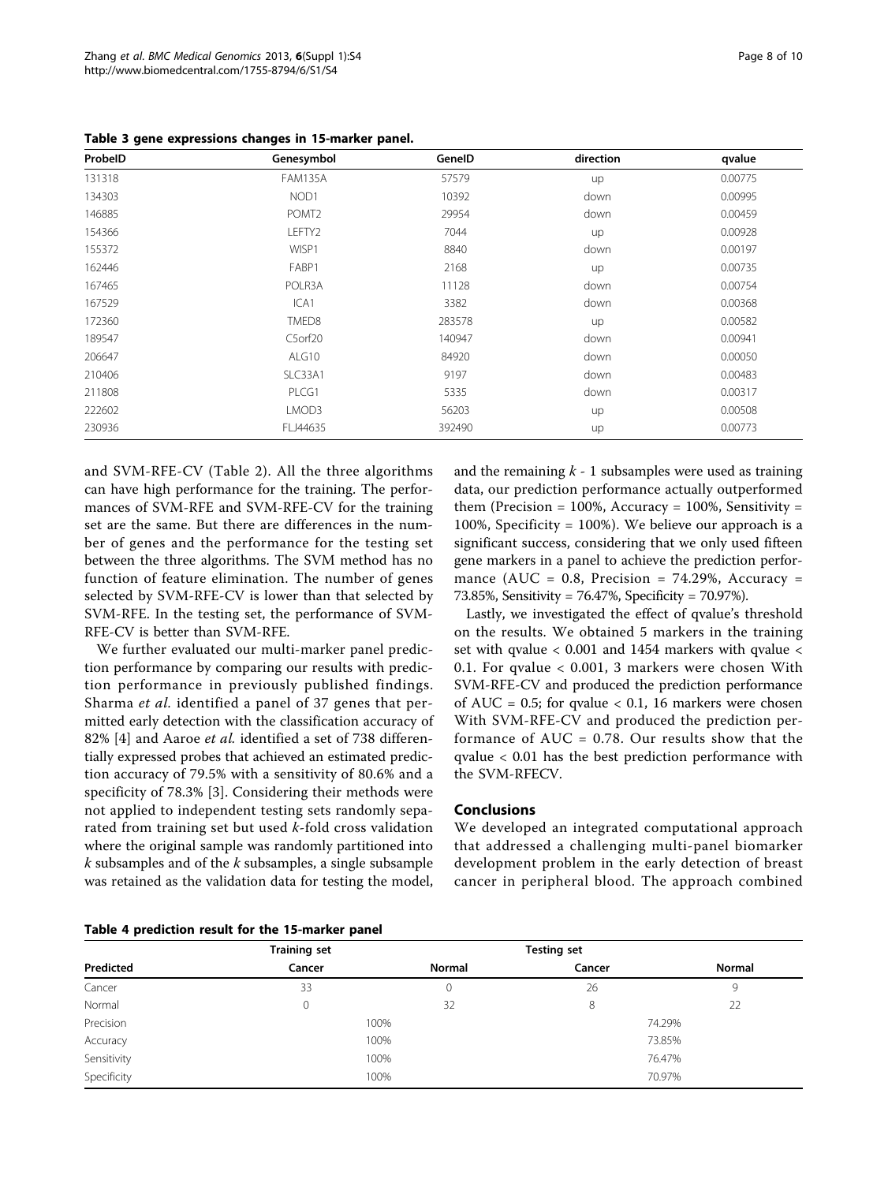**Table 3 gene expressions changes in 15-marker panel.**

| ProbeID | Genesymbol | GeneID | direction | qvalue |
|---|---|---|---|---|
| 131318 | FAM135A | 57579 | up | 0.00775 |
| 134303 | NOD1 | 10392 | down | 0.00995 |
| 146885 | POMT2 | 29954 | down | 0.00459 |
| 154366 | LEFTY2 | 7044 | up | 0.00928 |
| 155372 | WISP1 | 8840 | down | 0.00197 |
| 162446 | FABP1 | 2168 | up | 0.00735 |
| 167465 | POLR3A | 11128 | down | 0.00754 |
| 167529 | ICA1 | 3382 | down | 0.00368 |
| 172360 | TMED8 | 283578 | up | 0.00582 |
| 189547 | C5orf20 | 140947 | down | 0.00941 |
| 206647 | ALG10 | 84920 | down | 0.00050 |
| 210406 | SLC33A1 | 9197 | down | 0.00483 |
| 211808 | PLCG1 | 5335 | down | 0.00317 |
| 222602 | LMOD3 | 56203 | up | 0.00508 |
| 230936 | FLJ44635 | 392490 | up | 0.00773 |

and SVM-RFE-CV (Table 2). All the three algorithms can have high performance for the training. The performances of SVM-RFE and SVM-RFE-CV for the training set are the same. But there are differences in the number of genes and the performance for the testing set between the three algorithms. The SVM method has no function of feature elimination. The number of genes selected by SVM-RFE-CV is lower than that selected by SVM-RFE. In the testing set, the performance of SVM-RFE-CV is better than SVM-RFE.

We further evaluated our multi-marker panel prediction performance by comparing our results with prediction performance in previously published findings. Sharma *et al.* identified a panel of 37 genes that permitted early detection with the classification accuracy of 82% [4] and Aaroe *et al.* identified a set of 738 differentially expressed probes that achieved an estimated prediction accuracy of 79.5% with a sensitivity of 80.6% and a specificity of 78.3% [3]. Considering their methods were not applied to independent testing sets randomly separated from training set but used $k$-fold cross validation where the original sample was randomly partitioned into $k$ subsamples and of the $k$ subsamples, a single subsample was retained as the validation data for testing the model, and the remaining $k$ - 1 subsamples were used as training data, our prediction performance actually outperformed them (Precision = 100%, Accuracy = 100%, Sensitivity = 100%, Specificity = 100%). We believe our approach is a significant success, considering that we only used fifteen gene markers in a panel to achieve the prediction performance (AUC = 0.8, Precision = 74.29%, Accuracy = 73.85%, Sensitivity = 76.47%, Specificity = 70.97%).

Lastly, we investigated the effect of qvalue's threshold on the results. We obtained 5 markers in the training set with qvalue < 0.001 and 1454 markers with qvalue < 0.1. For qvalue < 0.001, 3 markers were chosen With SVM-RFE-CV and produced the prediction performance of AUC = 0.5; for qvalue < 0.1, 16 markers were chosen With SVM-RFE-CV and produced the prediction performance of AUC = 0.78. Our results show that the qvalue < 0.01 has the best prediction performance with the SVM-RFECV.

## Conclusions

We developed an integrated computational approach that addressed a challenging multi-panel biomarker development problem in the early detection of breast cancer in peripheral blood. The approach combined

**Table 4 prediction result for the 15-marker panel**

| | Training set | | Testing set | |
|---|---|---|---|---|
| Predicted | Cancer | Normal | Cancer | Normal |
| Cancer | 33 | 0 | 26 | 9 |
| Normal | 0 | 32 | 8 | 22 |
| Precision | 100% | | 74.29% | |
| Accuracy | 100% | | 73.85% | |
| Sensitivity | 100% | | 76.47% | |
| Specificity | 100% | | 70.97% | |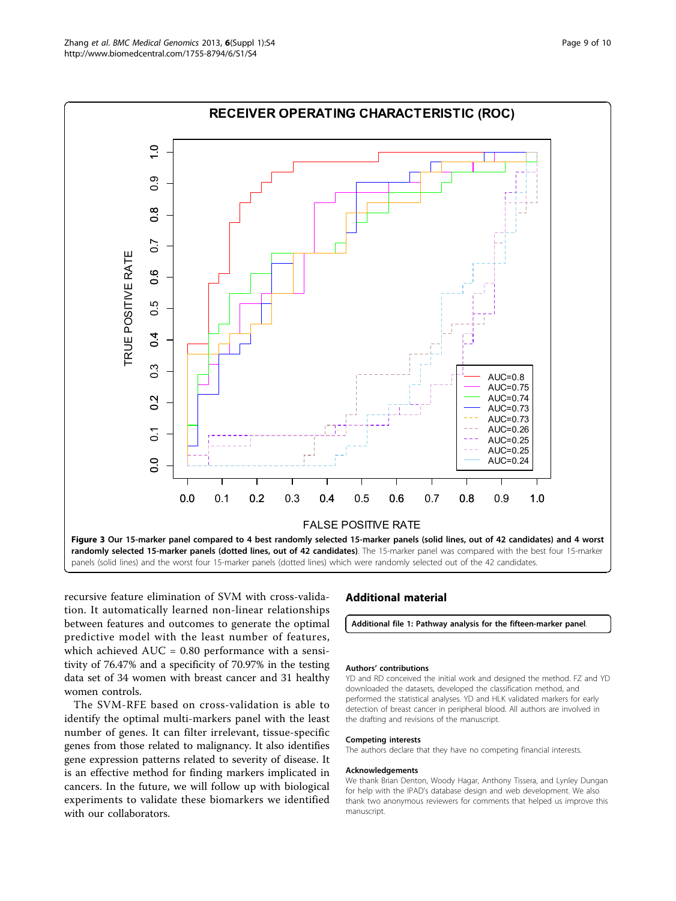**Figure 3 Our 15-marker panel compared to 4 best randomly selected 15-marker panels (solid lines, out of 42 candidates) and 4 worst randomly selected 15-marker panels (dotted lines, out of 42 candidates)**. The 15-marker panel was compared with the best four 15-marker panels (solid lines) and the worst four 15-marker panels (dotted lines) which were randomly selected out of the 42 candidates.

recursive feature elimination of SVM with cross-validation. It automatically learned non-linear relationships between features and outcomes to generate the optimal predictive model with the least number of features, which achieved AUC = 0.80 performance with a sensitivity of 76.47% and a specificity of 70.97% in the testing data set of 34 women with breast cancer and 31 healthy women controls.

The SVM-RFE based on cross-validation is able to identify the optimal multi-markers panel with the least number of genes. It can filter irrelevant, tissue-specific genes from those related to malignancy. It also identifies gene expression patterns related to severity of disease. It is an effective method for finding markers implicated in cancers. In the future, we will follow up with biological experiments to validate these biomarkers we identified with our collaborators.

## Additional material

**Additional file 1: Pathway analysis for the fifteen-marker panel**.

### Authors' contributions

YD and RD conceived the initial work and designed the method. FZ and YD downloaded the datasets, developed the classification method, and performed the statistical analyses. YD and HLK validated markers for early detection of breast cancer in peripheral blood. All authors are involved in the drafting and revisions of the manuscript.

### Competing interests

The authors declare that they have no competing financial interests.

### Acknowledgements

We thank Brian Denton, Woody Hagar, Anthony Tissera, and Lynley Dungan for help with the IPAD's database design and web development. We also thank two anonymous reviewers for comments that helped us improve this manuscript.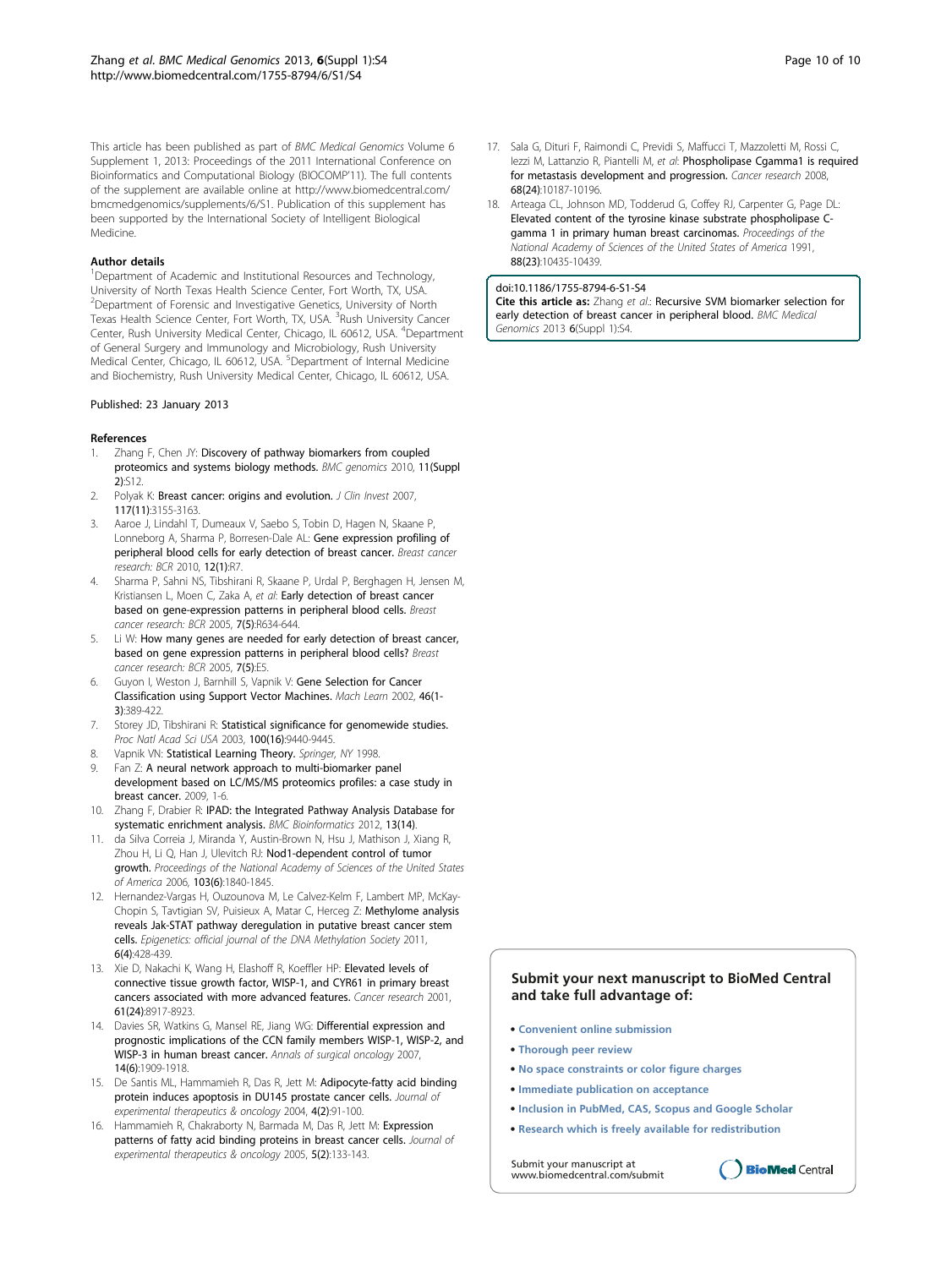This article has been published as part of *BMC Medical Genomics* Volume 6 Supplement 1, 2013: Proceedings of the 2011 International Conference on Bioinformatics and Computational Biology (BIOCOMP'11). The full contents of the supplement are available online at http://www.biomedcentral.com/bmcmedgenomics/supplements/6/S1. Publication of this supplement has been supported by the International Society of Intelligent Biological Medicine.

#### Author details

[1]Department of Academic and Institutional Resources and Technology, University of North Texas Health Science Center, Fort Worth, TX, USA. [2]Department of Forensic and Investigative Genetics, University of North Texas Health Science Center, Fort Worth, TX, USA. [3]Rush University Cancer Center, Rush University Medical Center, Chicago, IL 60612, USA. [4]Department of General Surgery and Immunology and Microbiology, Rush University Medical Center, Chicago, IL 60612, USA. [5]Department of Internal Medicine and Biochemistry, Rush University Medical Center, Chicago, IL 60612, USA.

Published: 23 January 2013

#### References

1. Zhang F, Chen JY: **Discovery of pathway biomarkers from coupled proteomics and systems biology methods.** *BMC genomics* 2010, **11(Suppl 2)**:S12.
2. Polyak K: **Breast cancer: origins and evolution.** *J Clin Invest* 2007, **117(11)**:3155-3163.
3. Aaroe J, Lindahl T, Dumeaux V, Saebo S, Tobin D, Hagen N, Skaane P, Lonneborg A, Sharma P, Borresen-Dale AL: **Gene expression profiling of peripheral blood cells for early detection of breast cancer.** *Breast cancer research: BCR* 2010, **12(1)**:R7.
4. Sharma P, Sahni NS, Tibshirani R, Skaane P, Urdal P, Berghagen H, Jensen M, Kristiansen L, Moen C, Zaka A, *et al*: **Early detection of breast cancer based on gene-expression patterns in peripheral blood cells.** *Breast cancer research: BCR* 2005, **7(5)**:R634-644.
5. Li W: **How many genes are needed for early detection of breast cancer, based on gene expression patterns in peripheral blood cells?** *Breast cancer research: BCR* 2005, **7(5)**:E5.
6. Guyon I, Weston J, Barnhill S, Vapnik V: **Gene Selection for Cancer Classification using Support Vector Machines.** *Mach Learn* 2002, **46(1-3)**:389-422.
7. Storey JD, Tibshirani R: **Statistical significance for genomewide studies.** *Proc Natl Acad Sci USA* 2003, **100(16)**:9440-9445.
8. Vapnik VN: **Statistical Learning Theory.** *Springer, NY* 1998.
9. Fan Z: **A neural network approach to multi-biomarker panel development based on LC/MS/MS proteomics profiles: a case study in breast cancer.** 2009, 1-6.
10. Zhang F, Drabier R: **IPAD: the Integrated Pathway Analysis Database for systematic enrichment analysis.** *BMC Bioinformatics* 2012, **13(14)**.
11. da Silva Correia J, Miranda Y, Austin-Brown N, Hsu J, Mathison J, Xiang R, Zhou H, Li Q, Han J, Ulevitch RJ: **Nod1-dependent control of tumor growth.** *Proceedings of the National Academy of Sciences of the United States of America* 2006, **103(6)**:1840-1845.
12. Hernandez-Vargas H, Ouzounova M, Le Calvez-Kelm F, Lambert MP, McKay-Chopin S, Tavtigian SV, Puisieux A, Matar C, Herceg Z: **Methylome analysis reveals Jak-STAT pathway deregulation in putative breast cancer stem cells.** *Epigenetics: official journal of the DNA Methylation Society* 2011, **6(4)**:428-439.
13. Xie D, Nakachi K, Wang H, Elashoff R, Koeffler HP: **Elevated levels of connective tissue growth factor, WISP-1, and CYR61 in primary breast cancers associated with more advanced features.** *Cancer research* 2001, **61(24)**:8917-8923.
14. Davies SR, Watkins G, Mansel RE, Jiang WG: **Differential expression and prognostic implications of the CCN family members WISP-1, WISP-2, and WISP-3 in human breast cancer.** *Annals of surgical oncology* 2007, **14(6)**:1909-1918.
15. De Santis ML, Hammamieh R, Das R, Jett M: **Adipocyte-fatty acid binding protein induces apoptosis in DU145 prostate cancer cells.** *Journal of experimental therapeutics & oncology* 2004, **4(2)**:91-100.
16. Hammamieh R, Chakraborty N, Barmada M, Das R, Jett M: **Expression patterns of fatty acid binding proteins in breast cancer cells.** *Journal of experimental therapeutics & oncology* 2005, **5(2)**:133-143.
17. Sala G, Dituri F, Raimondi C, Previdi S, Maffucci T, Mazzoletti M, Rossi C, Iezzi M, Lattanzio R, Piantelli M, *et al*: **Phospholipase Cgamma1 is required for metastasis development and progression.** *Cancer research* 2008, **68(24)**:10187-10196.
18. Arteaga CL, Johnson MD, Todderud G, Coffey RJ, Carpenter G, Page DL: **Elevated content of the tyrosine kinase substrate phospholipase C-gamma 1 in primary human breast carcinomas.** *Proceedings of the National Academy of Sciences of the United States of America* 1991, **88(23)**:10435-10439.

doi:10.1186/1755-8794-6-S1-S4

**Cite this article as:** Zhang *et al.*: Recursive SVM biomarker selection for early detection of breast cancer in peripheral blood. *BMC Medical Genomics* 2013 **6**(Suppl 1):S4.

**Submit your next manuscript to BioMed Central and take full advantage of:**

- Convenient online submission
- Thorough peer review
- No space constraints or color figure charges
- Immediate publication on acceptance
- Inclusion in PubMed, CAS, Scopus and Google Scholar
- Research which is freely available for redistribution

Submit your manuscript at www.biomedcentral.com/submit

BioMed Central